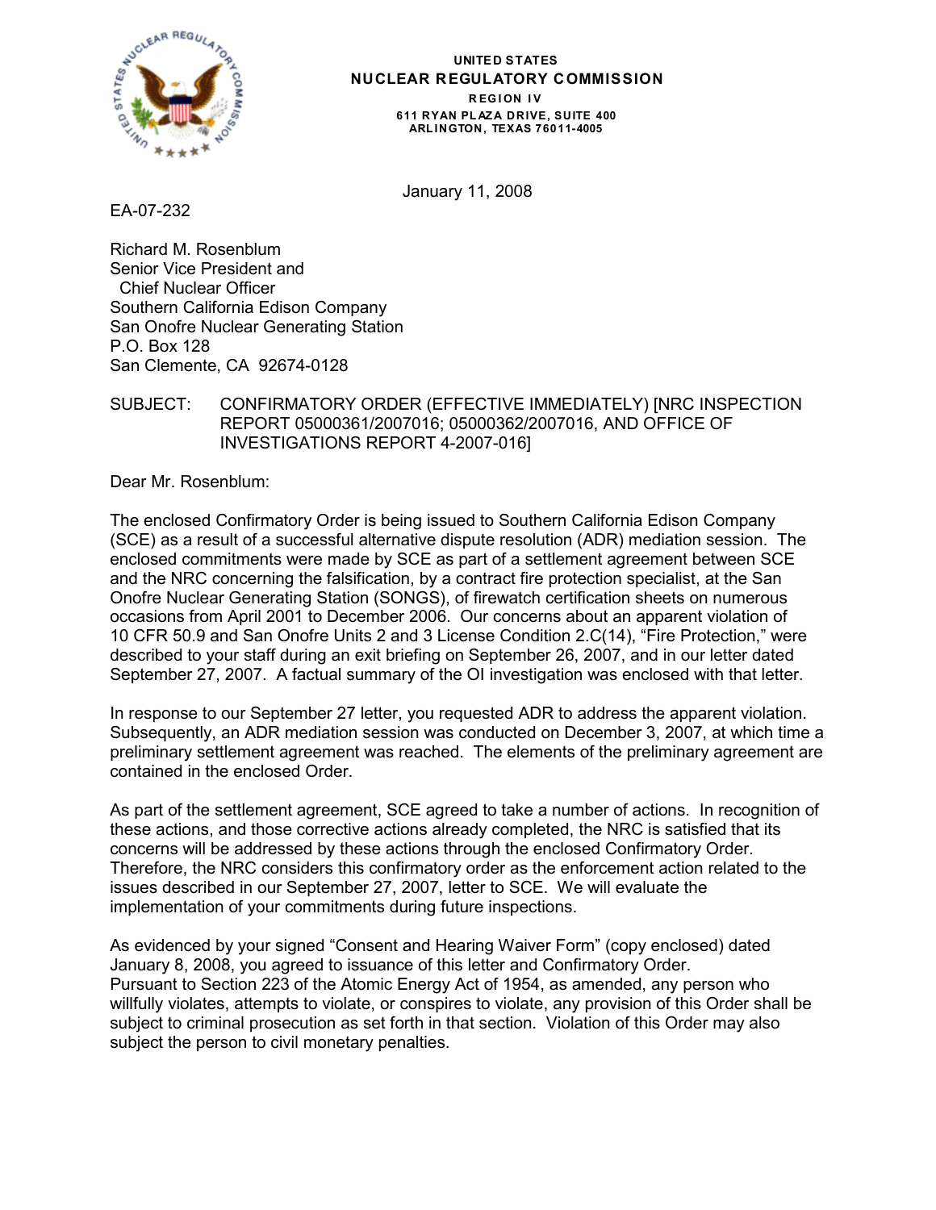UNITED STATES
**NUCLEAR REGULATORY COMMISSION**
REGION IV
611 RYAN PLAZA DRIVE, SUITE 400
ARLINGTON, TEXAS 76011-4005

January 11, 2008

EA-07-232

Richard M. Rosenblum
Senior Vice President and
Chief Nuclear Officer
Southern California Edison Company
San Onofre Nuclear Generating Station
P.O. Box 128
San Clemente, CA 92674-0128

SUBJECT: CONFIRMATORY ORDER (EFFECTIVE IMMEDIATELY) [NRC INSPECTION REPORT 05000361/2007016; 05000362/2007016, AND OFFICE OF INVESTIGATIONS REPORT 4-2007-016]

Dear Mr. Rosenblum:

The enclosed Confirmatory Order is being issued to Southern California Edison Company (SCE) as a result of a successful alternative dispute resolution (ADR) mediation session. The enclosed commitments were made by SCE as part of a settlement agreement between SCE and the NRC concerning the falsification, by a contract fire protection specialist, at the San Onofre Nuclear Generating Station (SONGS), of firewatch certification sheets on numerous occasions from April 2001 to December 2006. Our concerns about an apparent violation of 10 CFR 50.9 and San Onofre Units 2 and 3 License Condition 2.C(14), "Fire Protection," were described to your staff during an exit briefing on September 26, 2007, and in our letter dated September 27, 2007. A factual summary of the OI investigation was enclosed with that letter.

In response to our September 27 letter, you requested ADR to address the apparent violation. Subsequently, an ADR mediation session was conducted on December 3, 2007, at which time a preliminary settlement agreement was reached. The elements of the preliminary agreement are contained in the enclosed Order.

As part of the settlement agreement, SCE agreed to take a number of actions. In recognition of these actions, and those corrective actions already completed, the NRC is satisfied that its concerns will be addressed by these actions through the enclosed Confirmatory Order. Therefore, the NRC considers this confirmatory order as the enforcement action related to the issues described in our September 27, 2007, letter to SCE. We will evaluate the implementation of your commitments during future inspections.

As evidenced by your signed "Consent and Hearing Waiver Form" (copy enclosed) dated January 8, 2008, you agreed to issuance of this letter and Confirmatory Order. Pursuant to Section 223 of the Atomic Energy Act of 1954, as amended, any person who willfully violates, attempts to violate, or conspires to violate, any provision of this Order shall be subject to criminal prosecution as set forth in that section. Violation of this Order may also subject the person to civil monetary penalties.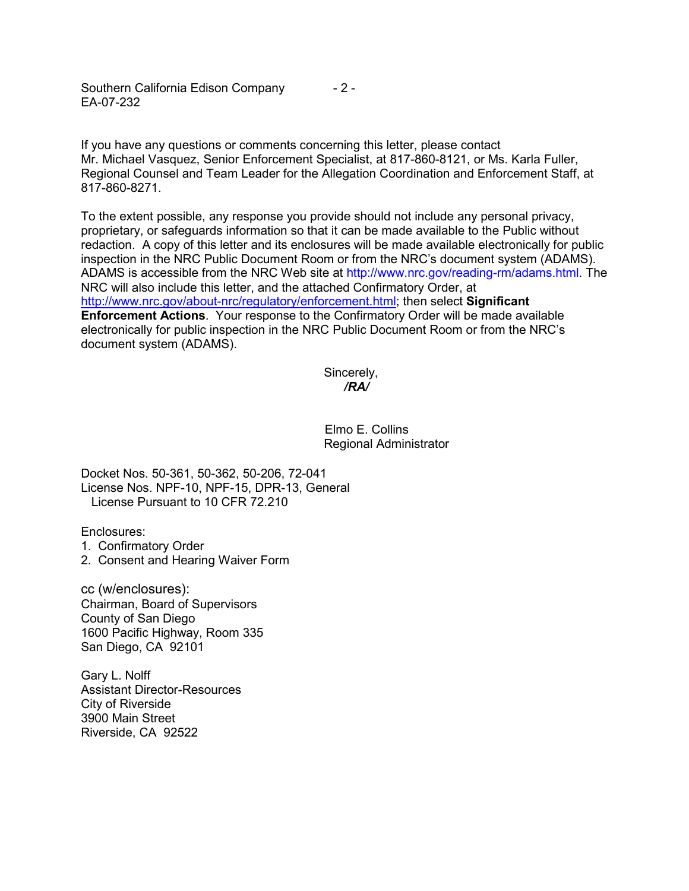If you have any questions or comments concerning this letter, please contact Mr. Michael Vasquez, Senior Enforcement Specialist, at 817-860-8121, or Ms. Karla Fuller, Regional Counsel and Team Leader for the Allegation Coordination and Enforcement Staff, at 817-860-8271.

To the extent possible, any response you provide should not include any personal privacy, proprietary, or safeguards information so that it can be made available to the Public without redaction. A copy of this letter and its enclosures will be made available electronically for public inspection in the NRC Public Document Room or from the NRC's document system (ADAMS). ADAMS is accessible from the NRC Web site at http://www.nrc.gov/reading-rm/adams.html. The NRC will also include this letter, and the attached Confirmatory Order, at http://www.nrc.gov/about-nrc/regulatory/enforcement.html; then select **Significant Enforcement Actions**. Your response to the Confirmatory Order will be made available electronically for public inspection in the NRC Public Document Room or from the NRC's document system (ADAMS).

Sincerely,

***/RA/***

Elmo E. Collins
Regional Administrator

Docket Nos. 50-361, 50-362, 50-206, 72-041
License Nos. NPF-10, NPF-15, DPR-13, General License Pursuant to 10 CFR 72.210

Enclosures:
1. Confirmatory Order
2. Consent and Hearing Waiver Form

cc (w/enclosures):
Chairman, Board of Supervisors
County of San Diego
1600 Pacific Highway, Room 335
San Diego, CA 92101

Gary L. Nolff
Assistant Director-Resources
City of Riverside
3900 Main Street
Riverside, CA 92522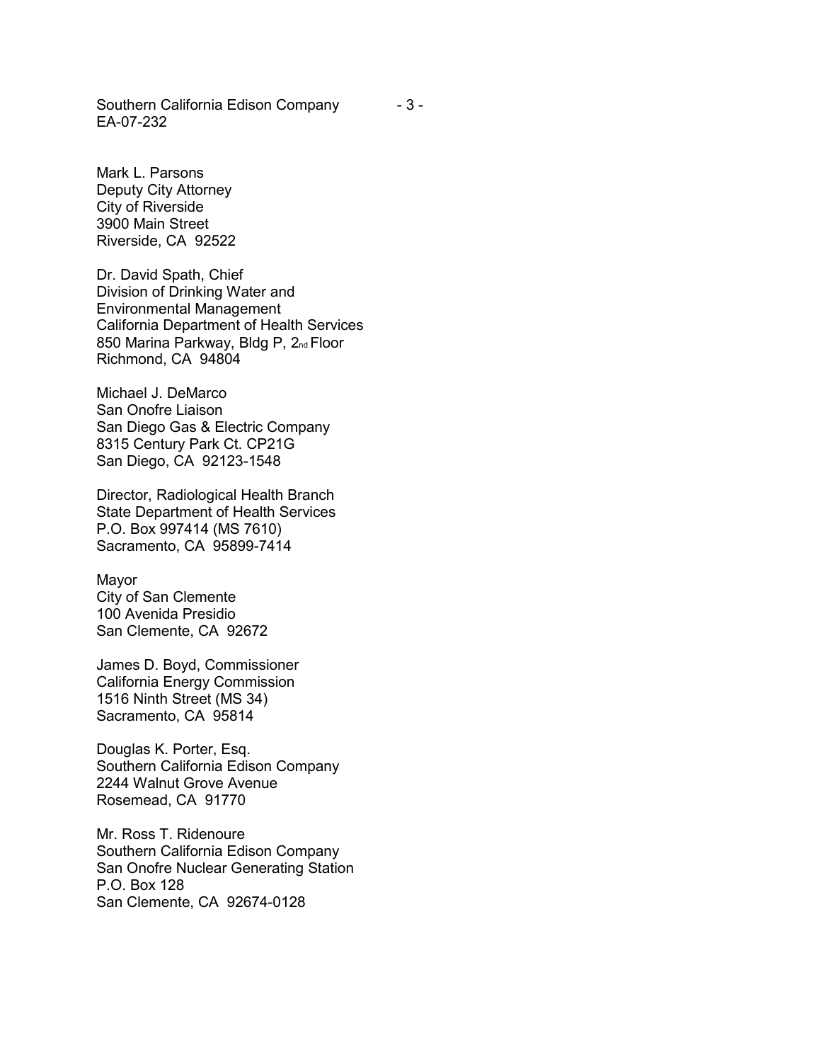Mark L. Parsons
Deputy City Attorney
City of Riverside
3900 Main Street
Riverside, CA 92522

Dr. David Spath, Chief
Division of Drinking Water and
Environmental Management
California Department of Health Services
850 Marina Parkway, Bldg P, 2nd Floor
Richmond, CA 94804

Michael J. DeMarco
San Onofre Liaison
San Diego Gas & Electric Company
8315 Century Park Ct. CP21G
San Diego, CA 92123-1548

Director, Radiological Health Branch
State Department of Health Services
P.O. Box 997414 (MS 7610)
Sacramento, CA 95899-7414

Mayor
City of San Clemente
100 Avenida Presidio
San Clemente, CA 92672

James D. Boyd, Commissioner
California Energy Commission
1516 Ninth Street (MS 34)
Sacramento, CA 95814

Douglas K. Porter, Esq.
Southern California Edison Company
2244 Walnut Grove Avenue
Rosemead, CA 91770

Mr. Ross T. Ridenoure
Southern California Edison Company
San Onofre Nuclear Generating Station
P.O. Box 128
San Clemente, CA 92674-0128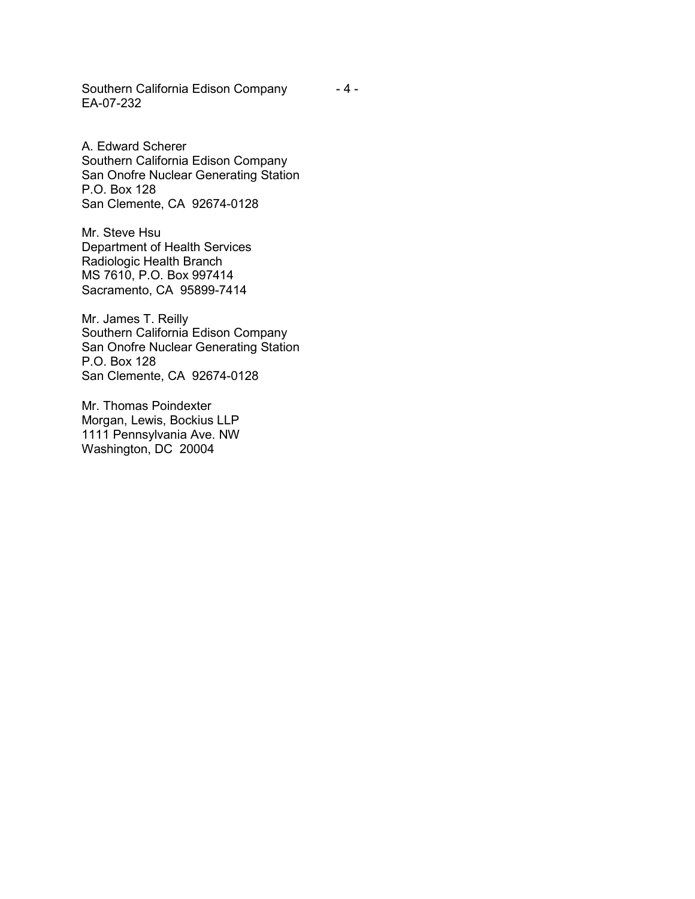A. Edward Scherer
Southern California Edison Company
San Onofre Nuclear Generating Station
P.O. Box 128
San Clemente, CA 92674-0128

Mr. Steve Hsu
Department of Health Services
Radiologic Health Branch
MS 7610, P.O. Box 997414
Sacramento, CA 95899-7414

Mr. James T. Reilly
Southern California Edison Company
San Onofre Nuclear Generating Station
P.O. Box 128
San Clemente, CA 92674-0128

Mr. Thomas Poindexter
Morgan, Lewis, Bockius LLP
1111 Pennsylvania Ave. NW
Washington, DC 20004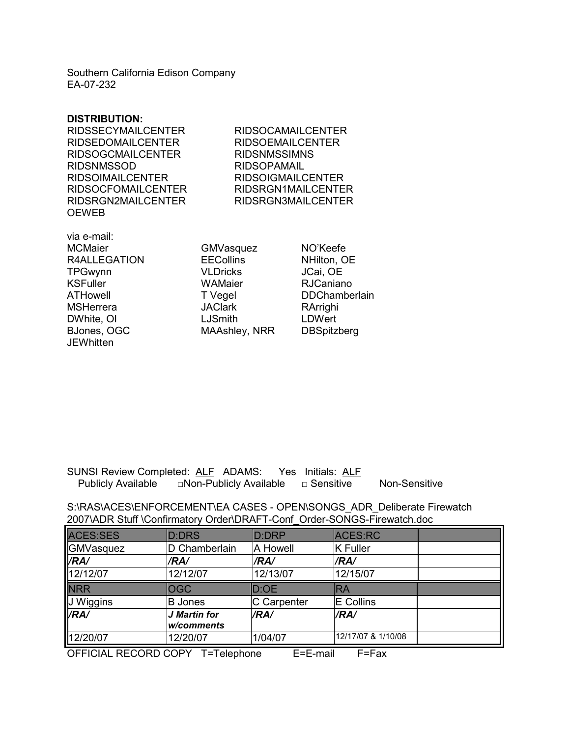Southern California Edison Company
EA-07-232

**DISTRIBUTION:**

RIDSSECYMAILCENTER
RIDSEDOMAILCENTER
RIDSOGCMAILCENTER
RIDSNMSSOD
RIDSOIMAILCENTER
RIDSOCFOMAILCENTER
RIDSRGN2MAILCENTER
OEWEB
RIDSOCAMAILCENTER
RIDSOEMAILCENTER
RIDSNMSSIMNS
RIDSOPAMAIL
RIDSOIGMAILCENTER
RIDSRGN1MAILCENTER
RIDSRGN3MAILCENTER

via e-mail:

MCMaier
R4ALLEGATION
TPGwynn
KSFuller
ATHowell
MSHerrera
DWhite, OI
BJones, OGC
JEWhitten
GMVasquez
EECollins
VLDricks
WAMaier
T Vegel
JAClark
LJSmith
MAAshley, NRR
NO'Keefe
NHilton, OE
JCai, OE
RJCaniano
DDChamberlain
RArrighi
LDWert
DBSpitzberg

SUNSI Review Completed: ALF ADAMS: Yes Initials: ALF
Publicly Available □Non-Publicly Available □ Sensitive Non-Sensitive

S:\RAS\ACES\ENFORCEMENT\EA CASES - OPEN\SONGS_ADR_Deliberate Firewatch 2007\ADR Stuff \Confirmatory Order\DRAFT-Conf_Order-SONGS-Firewatch.doc

| ACES:SES | D:DRS | D:DRP | ACES:RC | |
|---|---|---|---|---|
| GMVasquez | D Chamberlain | A Howell | K Fuller | |
| ***/RA/*** | ***/RA/*** | ***/RA/*** | ***/RA/*** | |
| 12/12/07 | 12/12/07 | 12/13/07 | 12/15/07 | |
| **NRR** | **OGC** | **D:OE** | **RA** | |
| J Wiggins | B Jones | C Carpenter | E Collins | |
| ***/RA/*** | ***J Martin for w/comments*** | ***/RA/*** | ***/RA/*** | |
| 12/20/07 | 12/20/07 | 1/04/07 | 12/17/07 & 1/10/08 | |

OFFICIAL RECORD COPY T=Telephone E=E-mail F=Fax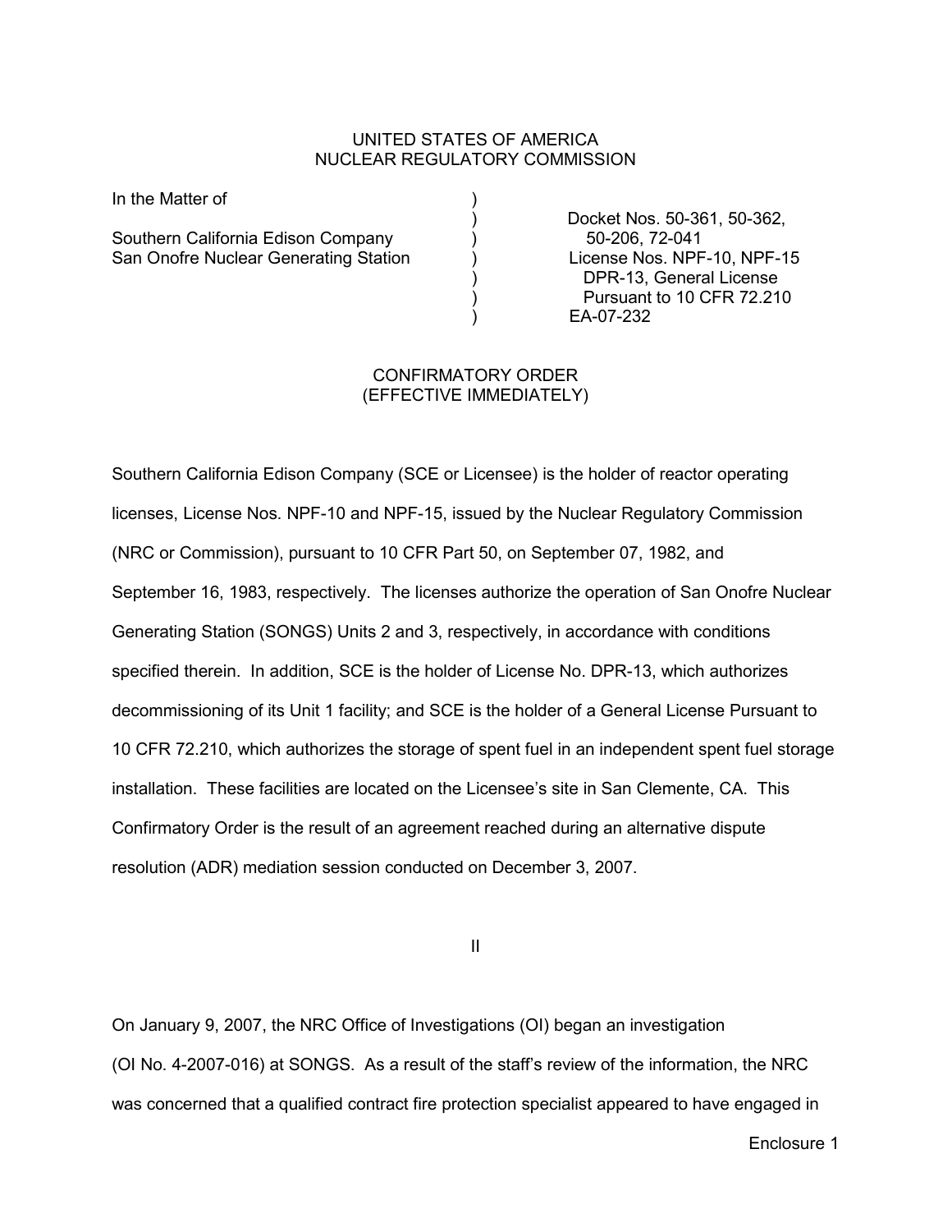UNITED STATES OF AMERICA
NUCLEAR REGULATORY COMMISSION

| In the Matter of | | |
|---|---|---|
| | ) | Docket Nos. 50-361, 50-362, |
| Southern California Edison Company | ) | 50-206, 72-041 |
| San Onofre Nuclear Generating Station | ) | License Nos. NPF-10, NPF-15 |
| | ) | DPR-13, General License |
| | ) | Pursuant to 10 CFR 72.210 |
| | ) | EA-07-232 |

CONFIRMATORY ORDER
(EFFECTIVE IMMEDIATELY)

Southern California Edison Company (SCE or Licensee) is the holder of reactor operating licenses, License Nos. NPF-10 and NPF-15, issued by the Nuclear Regulatory Commission (NRC or Commission), pursuant to 10 CFR Part 50, on September 07, 1982, and September 16, 1983, respectively. The licenses authorize the operation of San Onofre Nuclear Generating Station (SONGS) Units 2 and 3, respectively, in accordance with conditions specified therein. In addition, SCE is the holder of License No. DPR-13, which authorizes decommissioning of its Unit 1 facility; and SCE is the holder of a General License Pursuant to 10 CFR 72.210, which authorizes the storage of spent fuel in an independent spent fuel storage installation. These facilities are located on the Licensee's site in San Clemente, CA. This Confirmatory Order is the result of an agreement reached during an alternative dispute resolution (ADR) mediation session conducted on December 3, 2007.

II

On January 9, 2007, the NRC Office of Investigations (OI) began an investigation (OI No. 4-2007-016) at SONGS. As a result of the staff's review of the information, the NRC was concerned that a qualified contract fire protection specialist appeared to have engaged in

Enclosure 1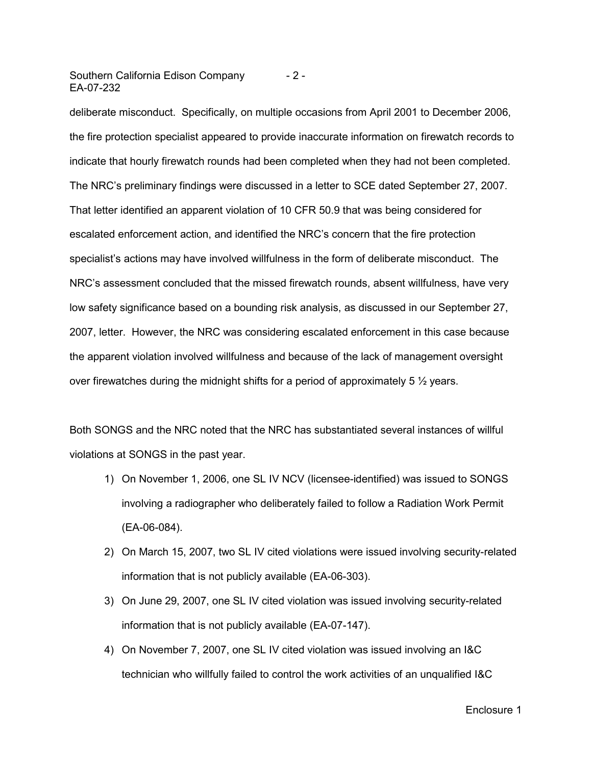deliberate misconduct. Specifically, on multiple occasions from April 2001 to December 2006, the fire protection specialist appeared to provide inaccurate information on firewatch records to indicate that hourly firewatch rounds had been completed when they had not been completed. The NRC's preliminary findings were discussed in a letter to SCE dated September 27, 2007. That letter identified an apparent violation of 10 CFR 50.9 that was being considered for escalated enforcement action, and identified the NRC's concern that the fire protection specialist's actions may have involved willfulness in the form of deliberate misconduct. The NRC's assessment concluded that the missed firewatch rounds, absent willfulness, have very low safety significance based on a bounding risk analysis, as discussed in our September 27, 2007, letter. However, the NRC was considering escalated enforcement in this case because the apparent violation involved willfulness and because of the lack of management oversight over firewatches during the midnight shifts for a period of approximately 5 ½ years.

Both SONGS and the NRC noted that the NRC has substantiated several instances of willful violations at SONGS in the past year.

1) On November 1, 2006, one SL IV NCV (licensee-identified) was issued to SONGS involving a radiographer who deliberately failed to follow a Radiation Work Permit (EA-06-084).
2) On March 15, 2007, two SL IV cited violations were issued involving security-related information that is not publicly available (EA-06-303).
3) On June 29, 2007, one SL IV cited violation was issued involving security-related information that is not publicly available (EA-07-147).
4) On November 7, 2007, one SL IV cited violation was issued involving an I&C technician who willfully failed to control the work activities of an unqualified I&C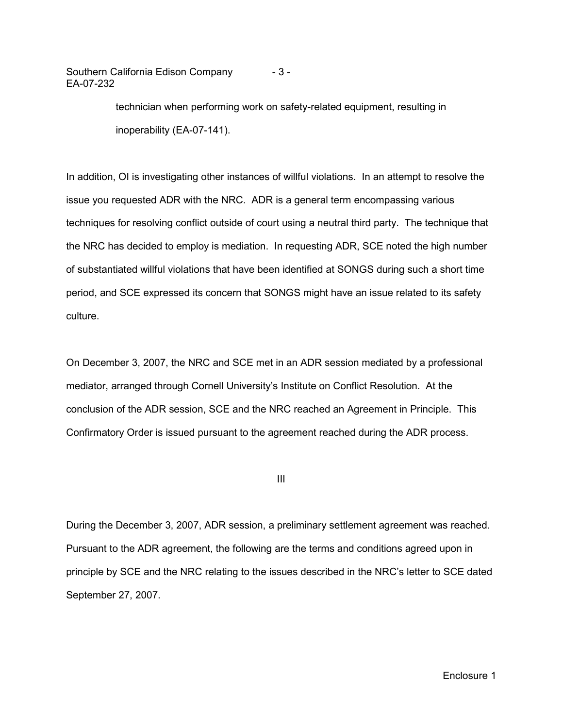technician when performing work on safety-related equipment, resulting in inoperability (EA-07-141).

In addition, OI is investigating other instances of willful violations. In an attempt to resolve the issue you requested ADR with the NRC. ADR is a general term encompassing various techniques for resolving conflict outside of court using a neutral third party. The technique that the NRC has decided to employ is mediation. In requesting ADR, SCE noted the high number of substantiated willful violations that have been identified at SONGS during such a short time period, and SCE expressed its concern that SONGS might have an issue related to its safety culture.

On December 3, 2007, the NRC and SCE met in an ADR session mediated by a professional mediator, arranged through Cornell University's Institute on Conflict Resolution. At the conclusion of the ADR session, SCE and the NRC reached an Agreement in Principle. This Confirmatory Order is issued pursuant to the agreement reached during the ADR process.

## III

During the December 3, 2007, ADR session, a preliminary settlement agreement was reached. Pursuant to the ADR agreement, the following are the terms and conditions agreed upon in principle by SCE and the NRC relating to the issues described in the NRC's letter to SCE dated September 27, 2007.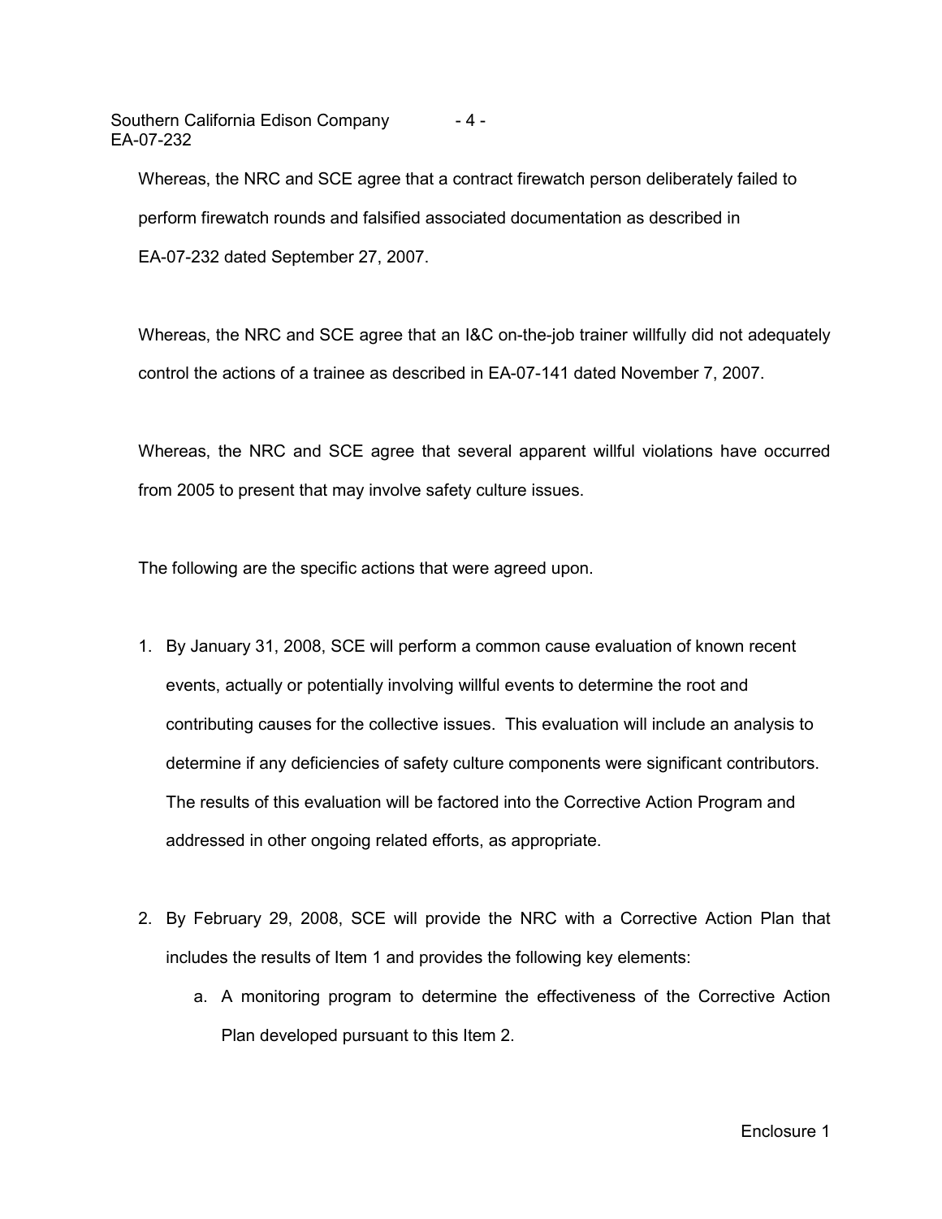Whereas, the NRC and SCE agree that a contract firewatch person deliberately failed to perform firewatch rounds and falsified associated documentation as described in EA-07-232 dated September 27, 2007.

Whereas, the NRC and SCE agree that an I&C on-the-job trainer willfully did not adequately control the actions of a trainee as described in EA-07-141 dated November 7, 2007.

Whereas, the NRC and SCE agree that several apparent willful violations have occurred from 2005 to present that may involve safety culture issues.

The following are the specific actions that were agreed upon.

1. By January 31, 2008, SCE will perform a common cause evaluation of known recent events, actually or potentially involving willful events to determine the root and contributing causes for the collective issues. This evaluation will include an analysis to determine if any deficiencies of safety culture components were significant contributors. The results of this evaluation will be factored into the Corrective Action Program and addressed in other ongoing related efforts, as appropriate.

2. By February 29, 2008, SCE will provide the NRC with a Corrective Action Plan that includes the results of Item 1 and provides the following key elements:
   a. A monitoring program to determine the effectiveness of the Corrective Action Plan developed pursuant to this Item 2.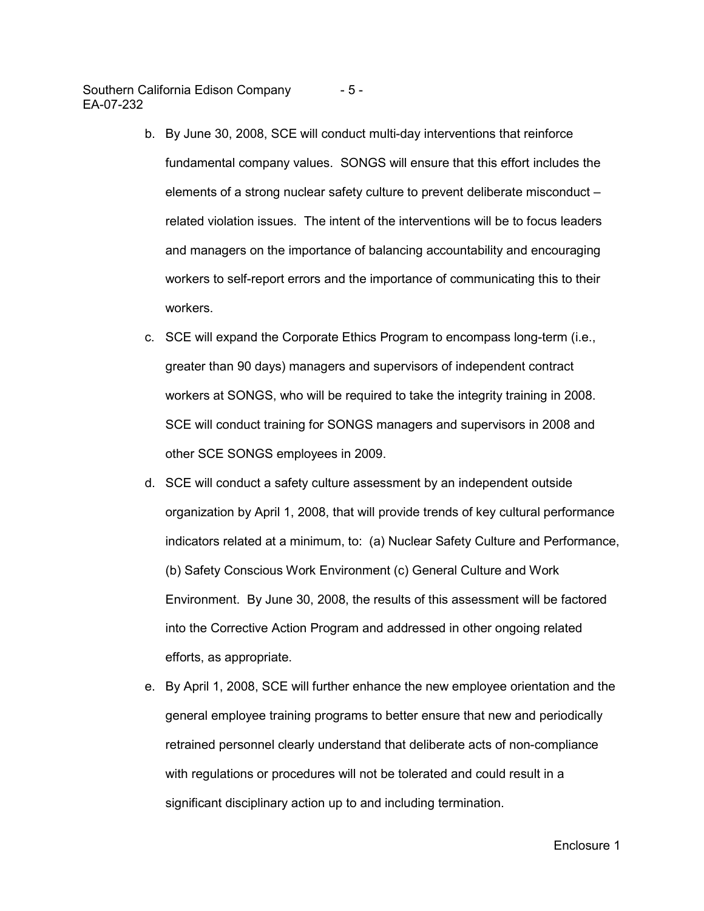b. By June 30, 2008, SCE will conduct multi-day interventions that reinforce fundamental company values. SONGS will ensure that this effort includes the elements of a strong nuclear safety culture to prevent deliberate misconduct – related violation issues. The intent of the interventions will be to focus leaders and managers on the importance of balancing accountability and encouraging workers to self-report errors and the importance of communicating this to their workers.

c. SCE will expand the Corporate Ethics Program to encompass long-term (i.e., greater than 90 days) managers and supervisors of independent contract workers at SONGS, who will be required to take the integrity training in 2008. SCE will conduct training for SONGS managers and supervisors in 2008 and other SCE SONGS employees in 2009.

d. SCE will conduct a safety culture assessment by an independent outside organization by April 1, 2008, that will provide trends of key cultural performance indicators related at a minimum, to: (a) Nuclear Safety Culture and Performance, (b) Safety Conscious Work Environment (c) General Culture and Work Environment. By June 30, 2008, the results of this assessment will be factored into the Corrective Action Program and addressed in other ongoing related efforts, as appropriate.

e. By April 1, 2008, SCE will further enhance the new employee orientation and the general employee training programs to better ensure that new and periodically retrained personnel clearly understand that deliberate acts of non-compliance with regulations or procedures will not be tolerated and could result in a significant disciplinary action up to and including termination.

Enclosure 1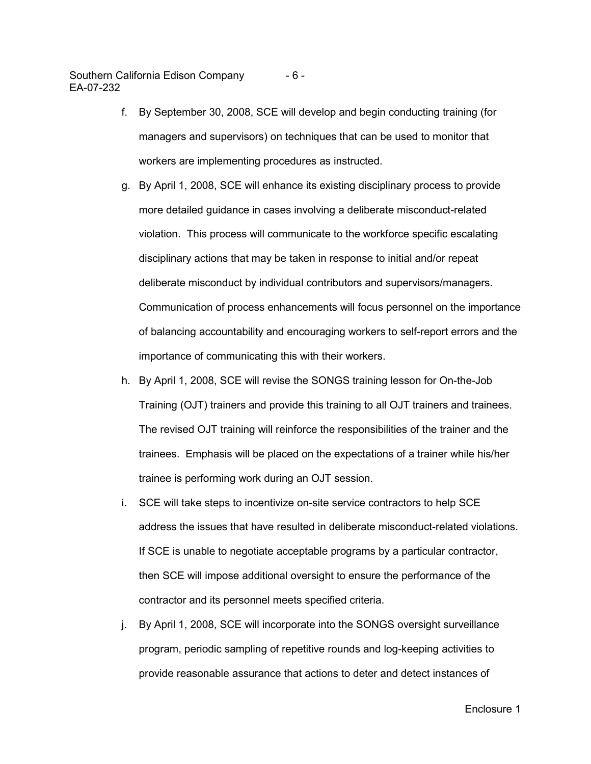f. By September 30, 2008, SCE will develop and begin conducting training (for managers and supervisors) on techniques that can be used to monitor that workers are implementing procedures as instructed.

g. By April 1, 2008, SCE will enhance its existing disciplinary process to provide more detailed guidance in cases involving a deliberate misconduct-related violation. This process will communicate to the workforce specific escalating disciplinary actions that may be taken in response to initial and/or repeat deliberate misconduct by individual contributors and supervisors/managers. Communication of process enhancements will focus personnel on the importance of balancing accountability and encouraging workers to self-report errors and the importance of communicating this with their workers.

h. By April 1, 2008, SCE will revise the SONGS training lesson for On-the-Job Training (OJT) trainers and provide this training to all OJT trainers and trainees. The revised OJT training will reinforce the responsibilities of the trainer and the trainees. Emphasis will be placed on the expectations of a trainer while his/her trainee is performing work during an OJT session.

i. SCE will take steps to incentivize on-site service contractors to help SCE address the issues that have resulted in deliberate misconduct-related violations. If SCE is unable to negotiate acceptable programs by a particular contractor, then SCE will impose additional oversight to ensure the performance of the contractor and its personnel meets specified criteria.

j. By April 1, 2008, SCE will incorporate into the SONGS oversight surveillance program, periodic sampling of repetitive rounds and log-keeping activities to provide reasonable assurance that actions to deter and detect instances of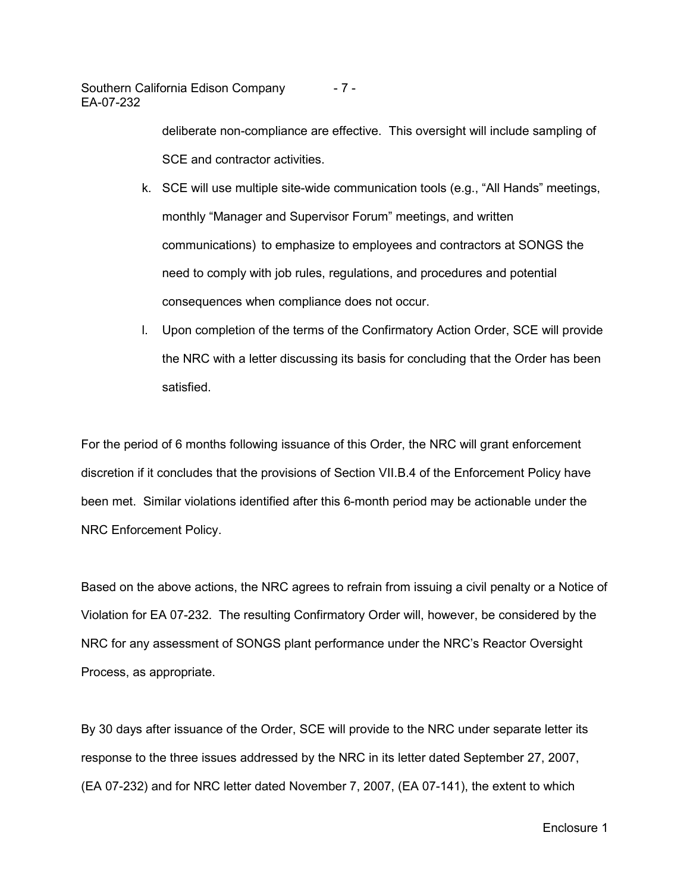deliberate non-compliance are effective. This oversight will include sampling of SCE and contractor activities.

k. SCE will use multiple site-wide communication tools (e.g., "All Hands" meetings, monthly "Manager and Supervisor Forum" meetings, and written communications) to emphasize to employees and contractors at SONGS the need to comply with job rules, regulations, and procedures and potential consequences when compliance does not occur.

l. Upon completion of the terms of the Confirmatory Action Order, SCE will provide the NRC with a letter discussing its basis for concluding that the Order has been satisfied.

For the period of 6 months following issuance of this Order, the NRC will grant enforcement discretion if it concludes that the provisions of Section VII.B.4 of the Enforcement Policy have been met. Similar violations identified after this 6-month period may be actionable under the NRC Enforcement Policy.

Based on the above actions, the NRC agrees to refrain from issuing a civil penalty or a Notice of Violation for EA 07-232. The resulting Confirmatory Order will, however, be considered by the NRC for any assessment of SONGS plant performance under the NRC's Reactor Oversight Process, as appropriate.

By 30 days after issuance of the Order, SCE will provide to the NRC under separate letter its response to the three issues addressed by the NRC in its letter dated September 27, 2007, (EA 07-232) and for NRC letter dated November 7, 2007, (EA 07-141), the extent to which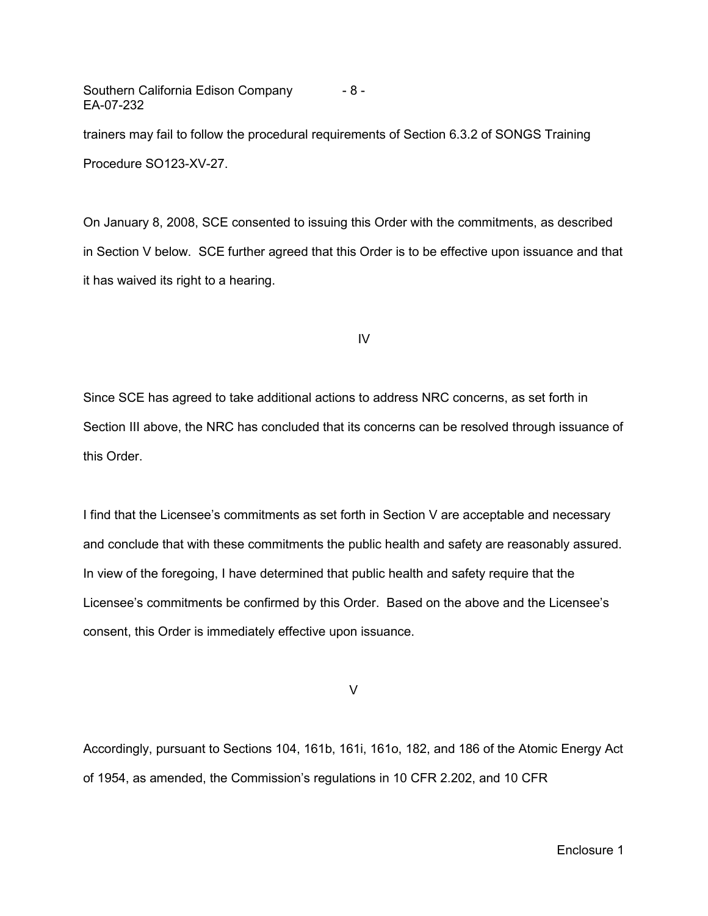trainers may fail to follow the procedural requirements of Section 6.3.2 of SONGS Training Procedure SO123-XV-27.

On January 8, 2008, SCE consented to issuing this Order with the commitments, as described in Section V below. SCE further agreed that this Order is to be effective upon issuance and that it has waived its right to a hearing.

IV

Since SCE has agreed to take additional actions to address NRC concerns, as set forth in Section III above, the NRC has concluded that its concerns can be resolved through issuance of this Order.

I find that the Licensee's commitments as set forth in Section V are acceptable and necessary and conclude that with these commitments the public health and safety are reasonably assured. In view of the foregoing, I have determined that public health and safety require that the Licensee's commitments be confirmed by this Order. Based on the above and the Licensee's consent, this Order is immediately effective upon issuance.

V

Accordingly, pursuant to Sections 104, 161b, 161i, 161o, 182, and 186 of the Atomic Energy Act of 1954, as amended, the Commission's regulations in 10 CFR 2.202, and 10 CFR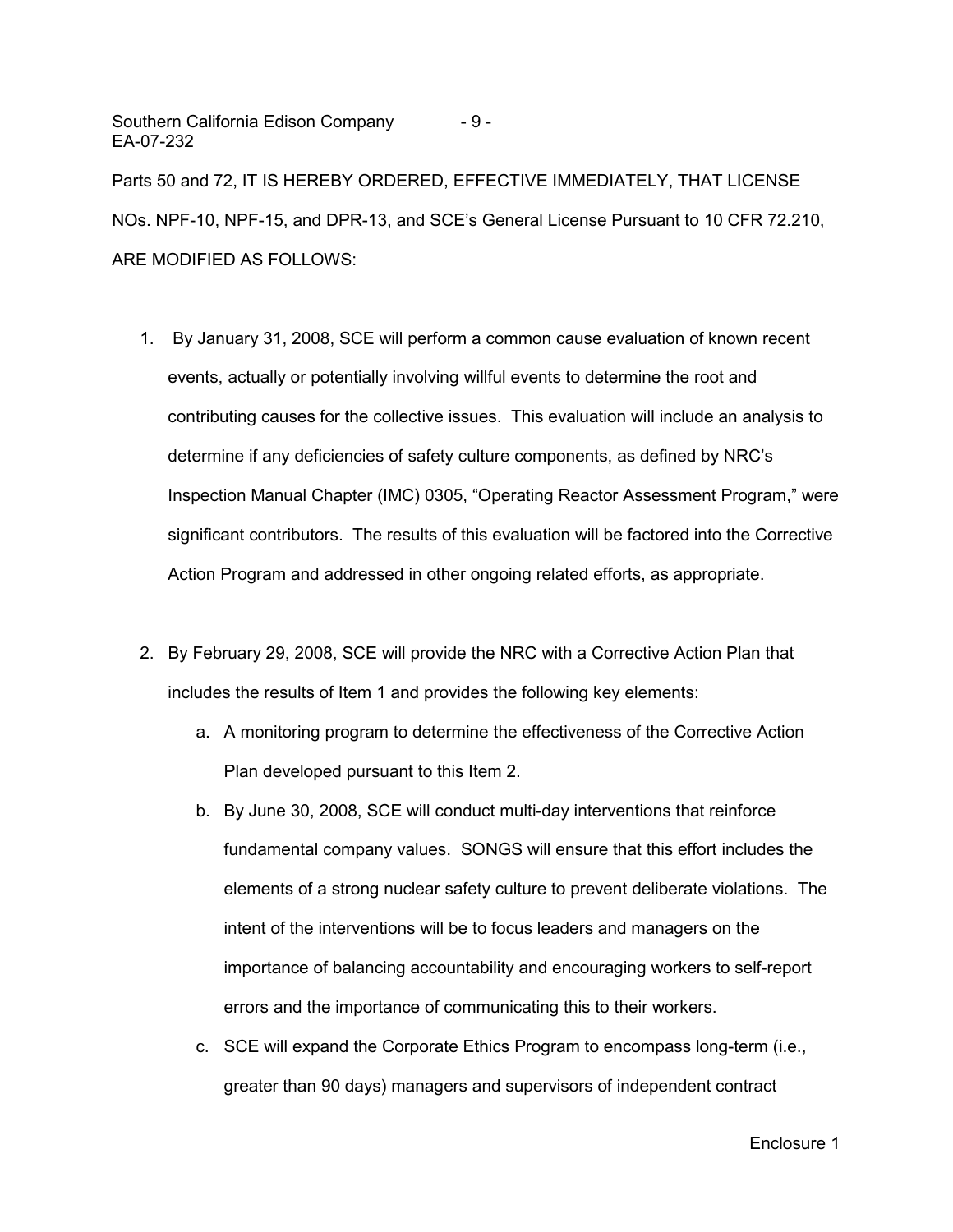Parts 50 and 72, IT IS HEREBY ORDERED, EFFECTIVE IMMEDIATELY, THAT LICENSE NOs. NPF-10, NPF-15, and DPR-13, and SCE's General License Pursuant to 10 CFR 72.210, ARE MODIFIED AS FOLLOWS:

1. By January 31, 2008, SCE will perform a common cause evaluation of known recent events, actually or potentially involving willful events to determine the root and contributing causes for the collective issues. This evaluation will include an analysis to determine if any deficiencies of safety culture components, as defined by NRC's Inspection Manual Chapter (IMC) 0305, "Operating Reactor Assessment Program," were significant contributors. The results of this evaluation will be factored into the Corrective Action Program and addressed in other ongoing related efforts, as appropriate.

2. By February 29, 2008, SCE will provide the NRC with a Corrective Action Plan that includes the results of Item 1 and provides the following key elements:
   a. A monitoring program to determine the effectiveness of the Corrective Action Plan developed pursuant to this Item 2.
   b. By June 30, 2008, SCE will conduct multi-day interventions that reinforce fundamental company values. SONGS will ensure that this effort includes the elements of a strong nuclear safety culture to prevent deliberate violations. The intent of the interventions will be to focus leaders and managers on the importance of balancing accountability and encouraging workers to self-report errors and the importance of communicating this to their workers.
   c. SCE will expand the Corporate Ethics Program to encompass long-term (i.e., greater than 90 days) managers and supervisors of independent contract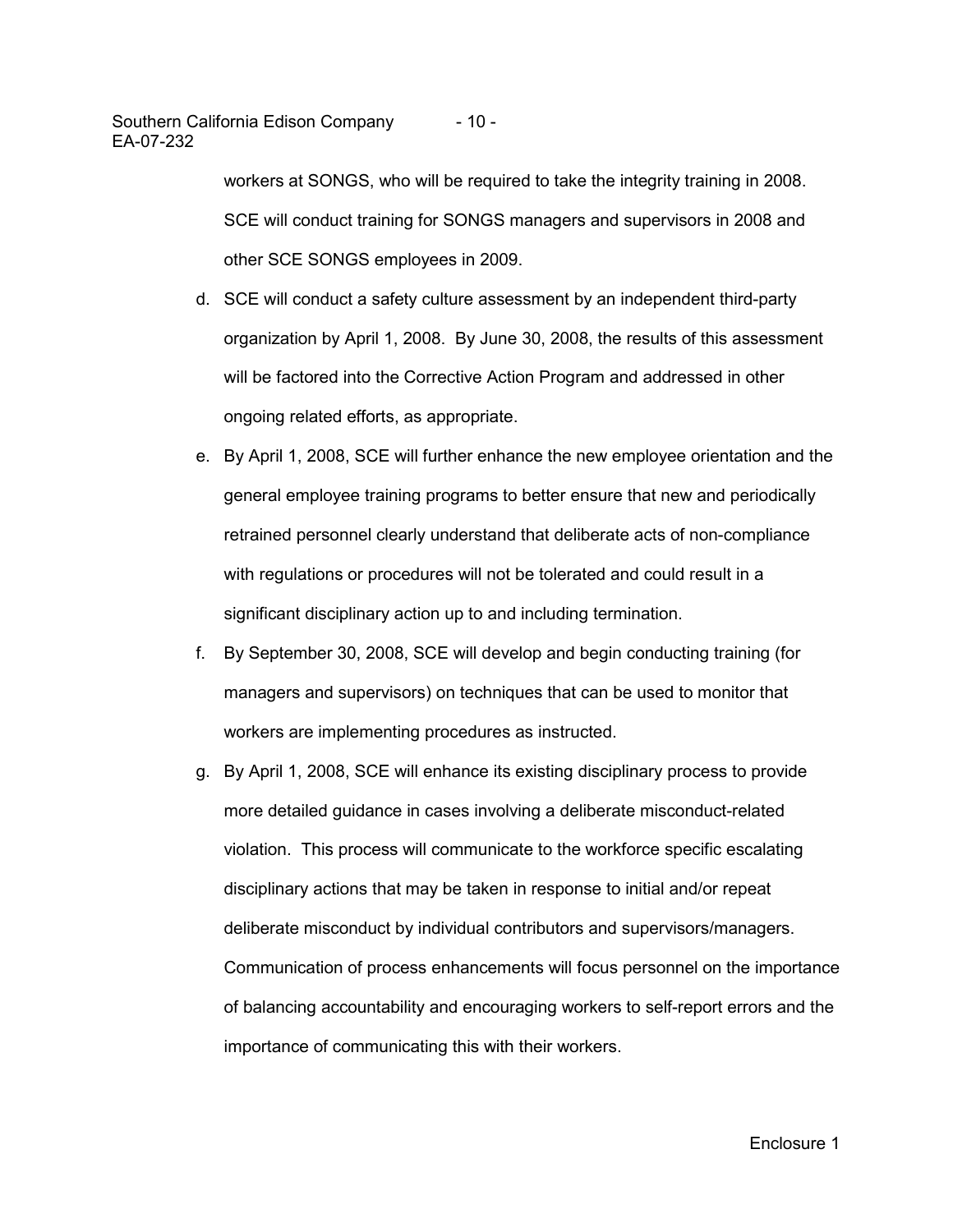workers at SONGS, who will be required to take the integrity training in 2008. SCE will conduct training for SONGS managers and supervisors in 2008 and other SCE SONGS employees in 2009.

d. SCE will conduct a safety culture assessment by an independent third-party organization by April 1, 2008. By June 30, 2008, the results of this assessment will be factored into the Corrective Action Program and addressed in other ongoing related efforts, as appropriate.

e. By April 1, 2008, SCE will further enhance the new employee orientation and the general employee training programs to better ensure that new and periodically retrained personnel clearly understand that deliberate acts of non-compliance with regulations or procedures will not be tolerated and could result in a significant disciplinary action up to and including termination.

f. By September 30, 2008, SCE will develop and begin conducting training (for managers and supervisors) on techniques that can be used to monitor that workers are implementing procedures as instructed.

g. By April 1, 2008, SCE will enhance its existing disciplinary process to provide more detailed guidance in cases involving a deliberate misconduct-related violation. This process will communicate to the workforce specific escalating disciplinary actions that may be taken in response to initial and/or repeat deliberate misconduct by individual contributors and supervisors/managers. Communication of process enhancements will focus personnel on the importance of balancing accountability and encouraging workers to self-report errors and the importance of communicating this with their workers.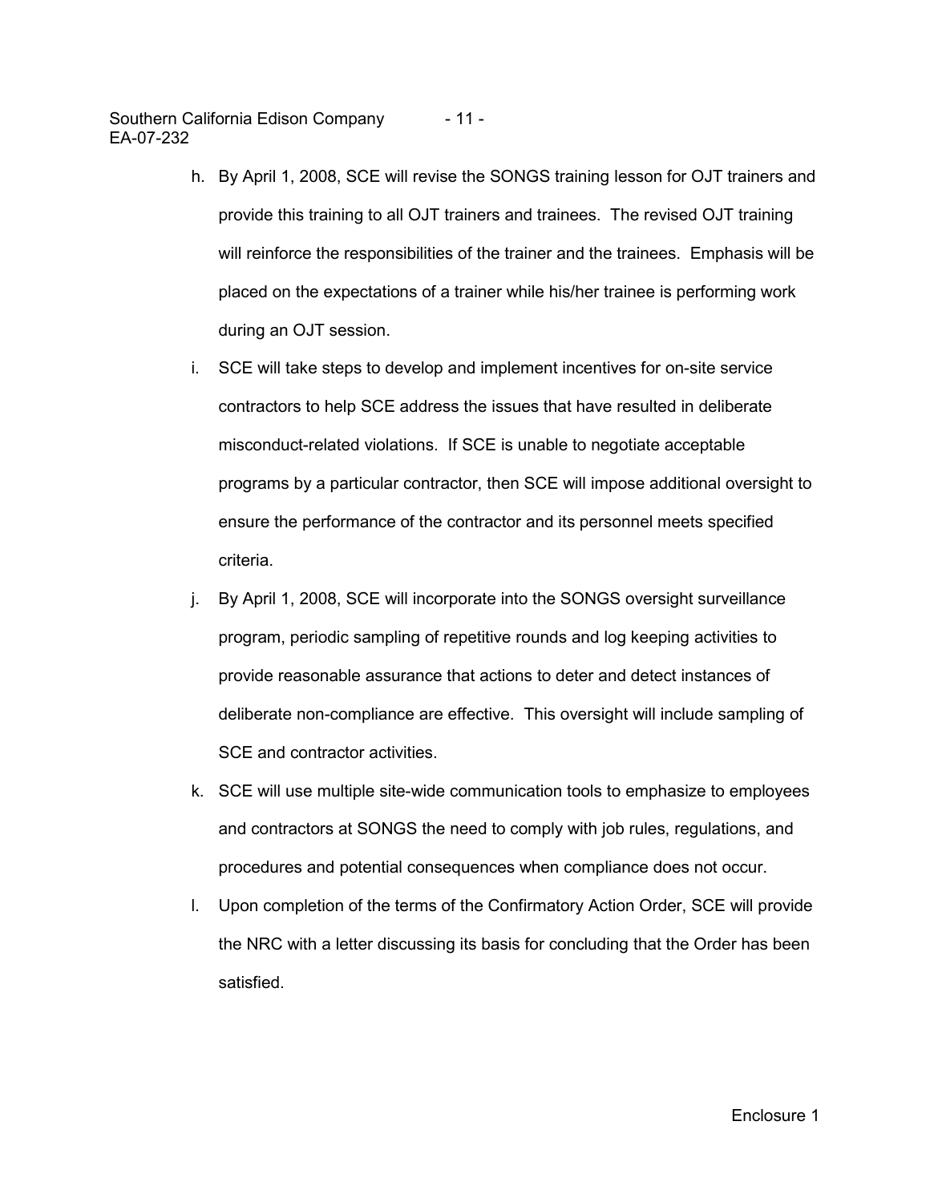h. By April 1, 2008, SCE will revise the SONGS training lesson for OJT trainers and provide this training to all OJT trainers and trainees. The revised OJT training will reinforce the responsibilities of the trainer and the trainees. Emphasis will be placed on the expectations of a trainer while his/her trainee is performing work during an OJT session.

i. SCE will take steps to develop and implement incentives for on-site service contractors to help SCE address the issues that have resulted in deliberate misconduct-related violations. If SCE is unable to negotiate acceptable programs by a particular contractor, then SCE will impose additional oversight to ensure the performance of the contractor and its personnel meets specified criteria.

j. By April 1, 2008, SCE will incorporate into the SONGS oversight surveillance program, periodic sampling of repetitive rounds and log keeping activities to provide reasonable assurance that actions to deter and detect instances of deliberate non-compliance are effective. This oversight will include sampling of SCE and contractor activities.

k. SCE will use multiple site-wide communication tools to emphasize to employees and contractors at SONGS the need to comply with job rules, regulations, and procedures and potential consequences when compliance does not occur.

l. Upon completion of the terms of the Confirmatory Action Order, SCE will provide the NRC with a letter discussing its basis for concluding that the Order has been satisfied.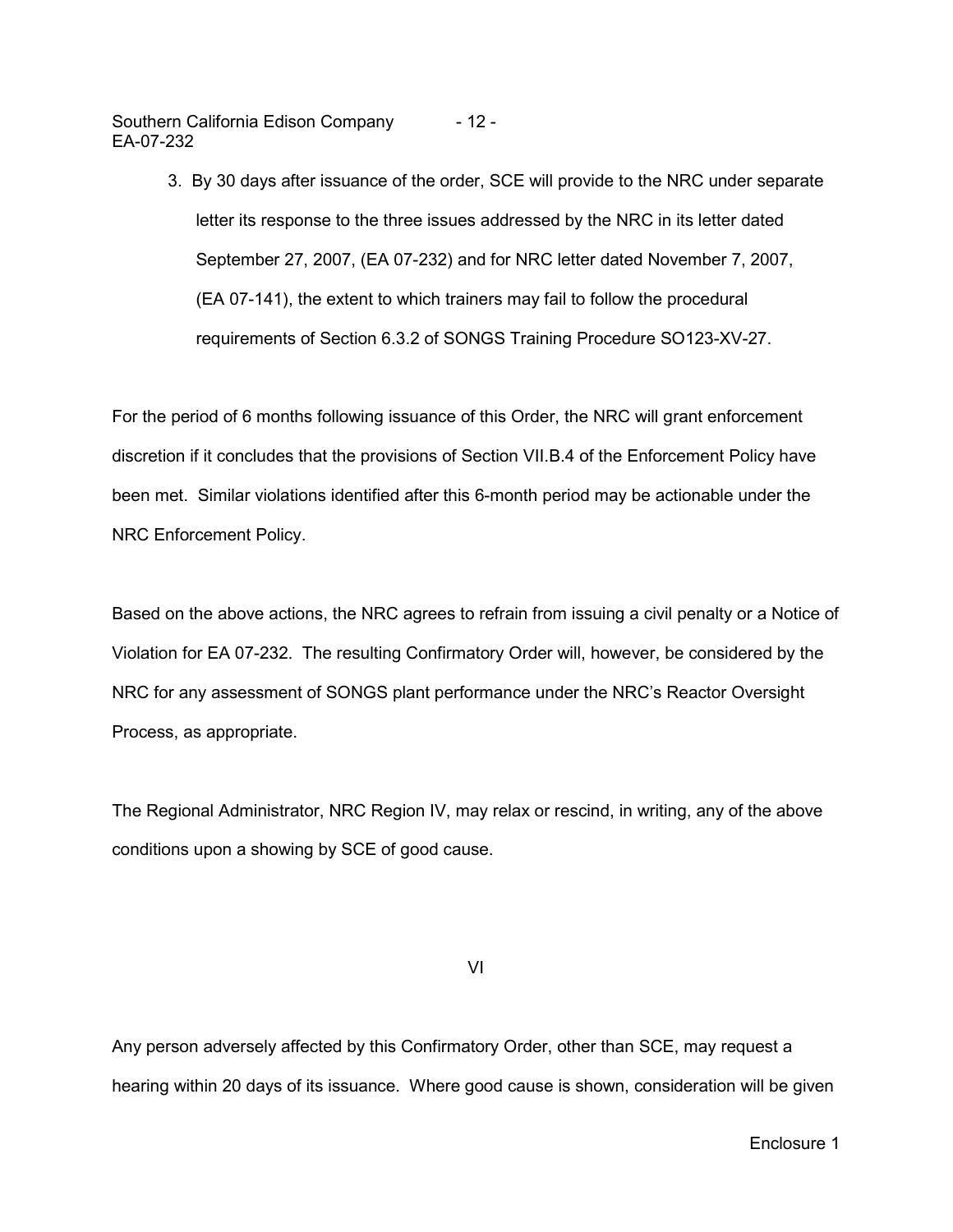3. By 30 days after issuance of the order, SCE will provide to the NRC under separate letter its response to the three issues addressed by the NRC in its letter dated September 27, 2007, (EA 07-232) and for NRC letter dated November 7, 2007, (EA 07-141), the extent to which trainers may fail to follow the procedural requirements of Section 6.3.2 of SONGS Training Procedure SO123-XV-27.

For the period of 6 months following issuance of this Order, the NRC will grant enforcement discretion if it concludes that the provisions of Section VII.B.4 of the Enforcement Policy have been met. Similar violations identified after this 6-month period may be actionable under the NRC Enforcement Policy.

Based on the above actions, the NRC agrees to refrain from issuing a civil penalty or a Notice of Violation for EA 07-232. The resulting Confirmatory Order will, however, be considered by the NRC for any assessment of SONGS plant performance under the NRC's Reactor Oversight Process, as appropriate.

The Regional Administrator, NRC Region IV, may relax or rescind, in writing, any of the above conditions upon a showing by SCE of good cause.

## VI

Any person adversely affected by this Confirmatory Order, other than SCE, may request a hearing within 20 days of its issuance. Where good cause is shown, consideration will be given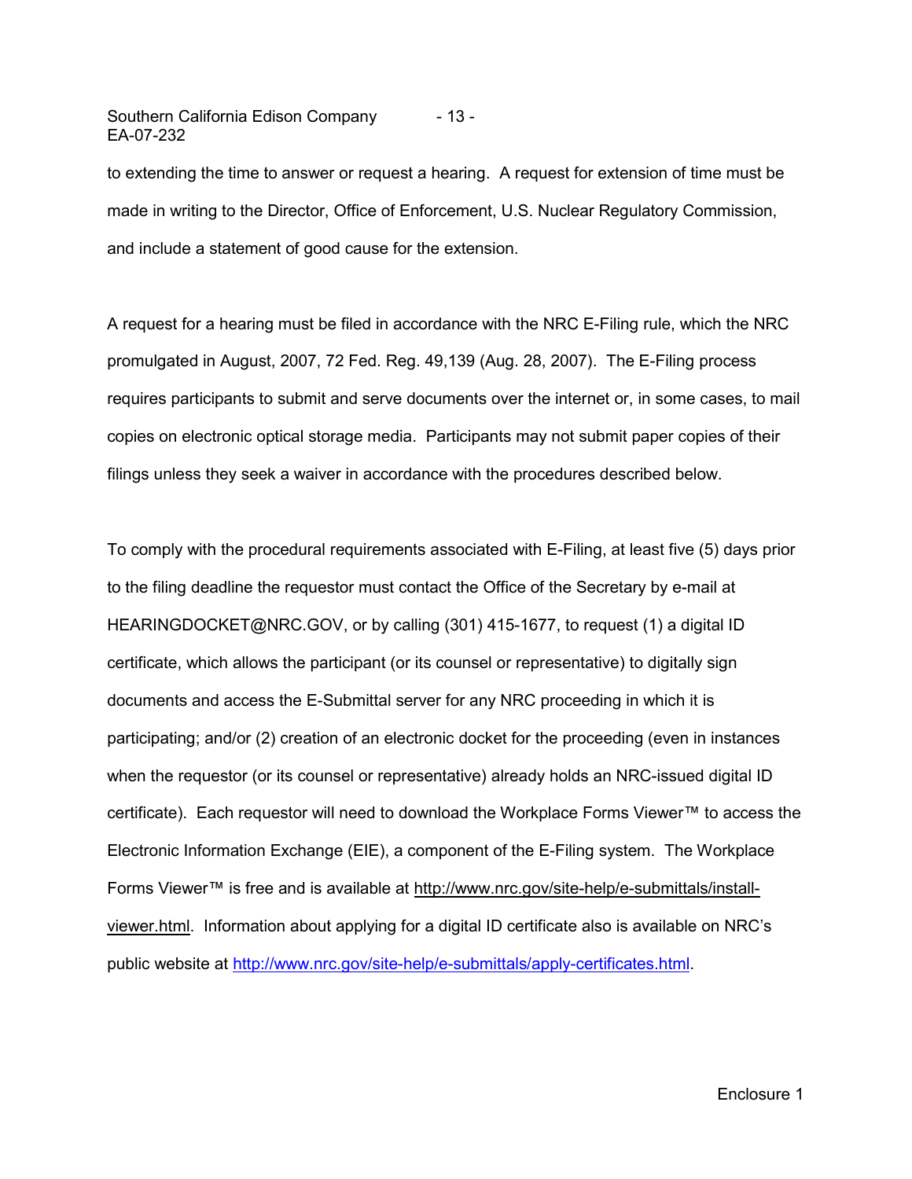to extending the time to answer or request a hearing. A request for extension of time must be made in writing to the Director, Office of Enforcement, U.S. Nuclear Regulatory Commission, and include a statement of good cause for the extension.

A request for a hearing must be filed in accordance with the NRC E-Filing rule, which the NRC promulgated in August, 2007, 72 Fed. Reg. 49,139 (Aug. 28, 2007). The E-Filing process requires participants to submit and serve documents over the internet or, in some cases, to mail copies on electronic optical storage media. Participants may not submit paper copies of their filings unless they seek a waiver in accordance with the procedures described below.

To comply with the procedural requirements associated with E-Filing, at least five (5) days prior to the filing deadline the requestor must contact the Office of the Secretary by e-mail at HEARINGDOCKET@NRC.GOV, or by calling (301) 415-1677, to request (1) a digital ID certificate, which allows the participant (or its counsel or representative) to digitally sign documents and access the E-Submittal server for any NRC proceeding in which it is participating; and/or (2) creation of an electronic docket for the proceeding (even in instances when the requestor (or its counsel or representative) already holds an NRC-issued digital ID certificate). Each requestor will need to download the Workplace Forms Viewer™ to access the Electronic Information Exchange (EIE), a component of the E-Filing system. The Workplace Forms Viewer™ is free and is available at http://www.nrc.gov/site-help/e-submittals/install-viewer.html. Information about applying for a digital ID certificate also is available on NRC's public website at http://www.nrc.gov/site-help/e-submittals/apply-certificates.html.

Enclosure 1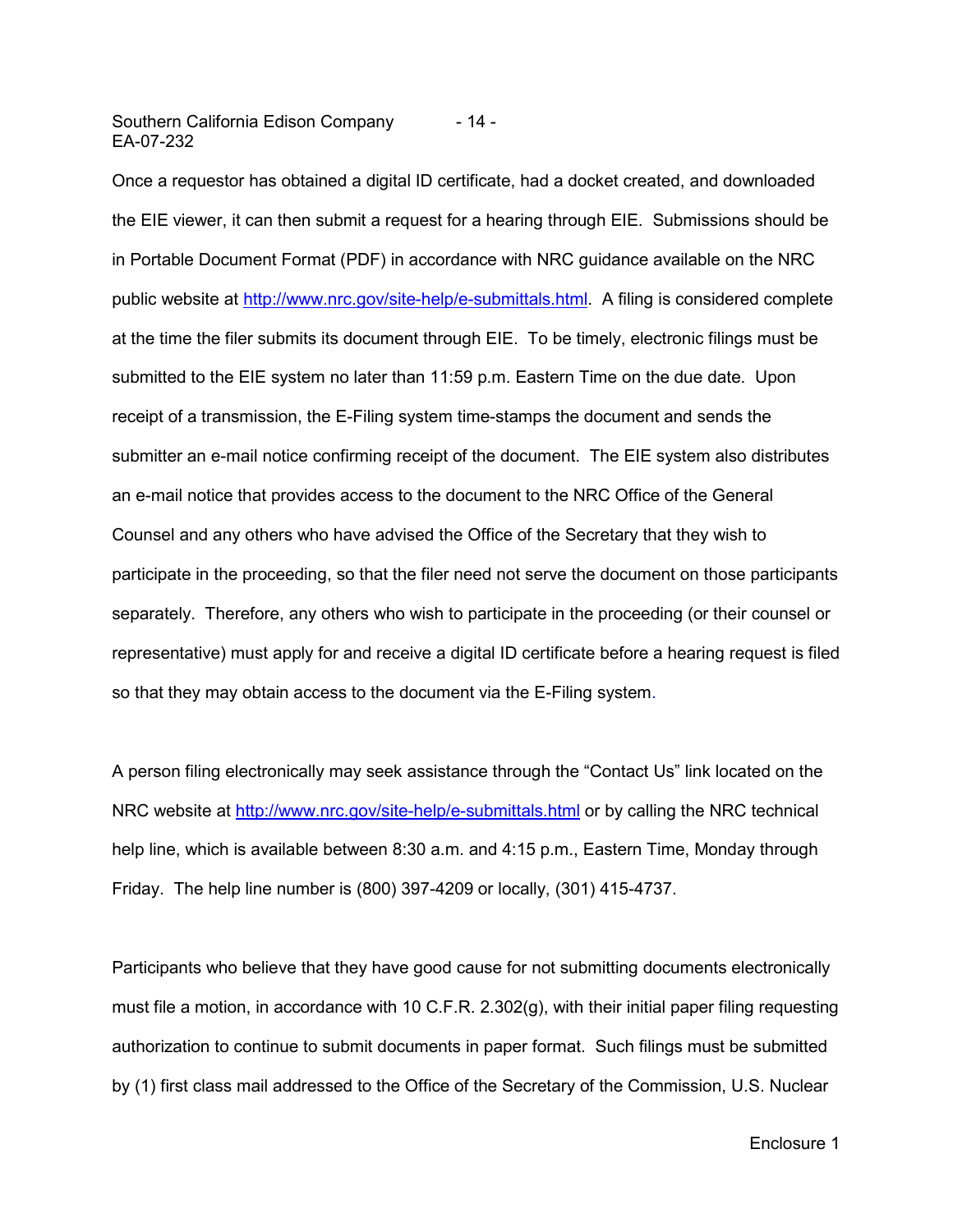Once a requestor has obtained a digital ID certificate, had a docket created, and downloaded the EIE viewer, it can then submit a request for a hearing through EIE. Submissions should be in Portable Document Format (PDF) in accordance with NRC guidance available on the NRC public website at http://www.nrc.gov/site-help/e-submittals.html. A filing is considered complete at the time the filer submits its document through EIE. To be timely, electronic filings must be submitted to the EIE system no later than 11:59 p.m. Eastern Time on the due date. Upon receipt of a transmission, the E-Filing system time-stamps the document and sends the submitter an e-mail notice confirming receipt of the document. The EIE system also distributes an e-mail notice that provides access to the document to the NRC Office of the General Counsel and any others who have advised the Office of the Secretary that they wish to participate in the proceeding, so that the filer need not serve the document on those participants separately. Therefore, any others who wish to participate in the proceeding (or their counsel or representative) must apply for and receive a digital ID certificate before a hearing request is filed so that they may obtain access to the document via the E-Filing system.

A person filing electronically may seek assistance through the "Contact Us" link located on the NRC website at http://www.nrc.gov/site-help/e-submittals.html or by calling the NRC technical help line, which is available between 8:30 a.m. and 4:15 p.m., Eastern Time, Monday through Friday. The help line number is (800) 397-4209 or locally, (301) 415-4737.

Participants who believe that they have good cause for not submitting documents electronically must file a motion, in accordance with 10 C.F.R. 2.302(g), with their initial paper filing requesting authorization to continue to submit documents in paper format. Such filings must be submitted by (1) first class mail addressed to the Office of the Secretary of the Commission, U.S. Nuclear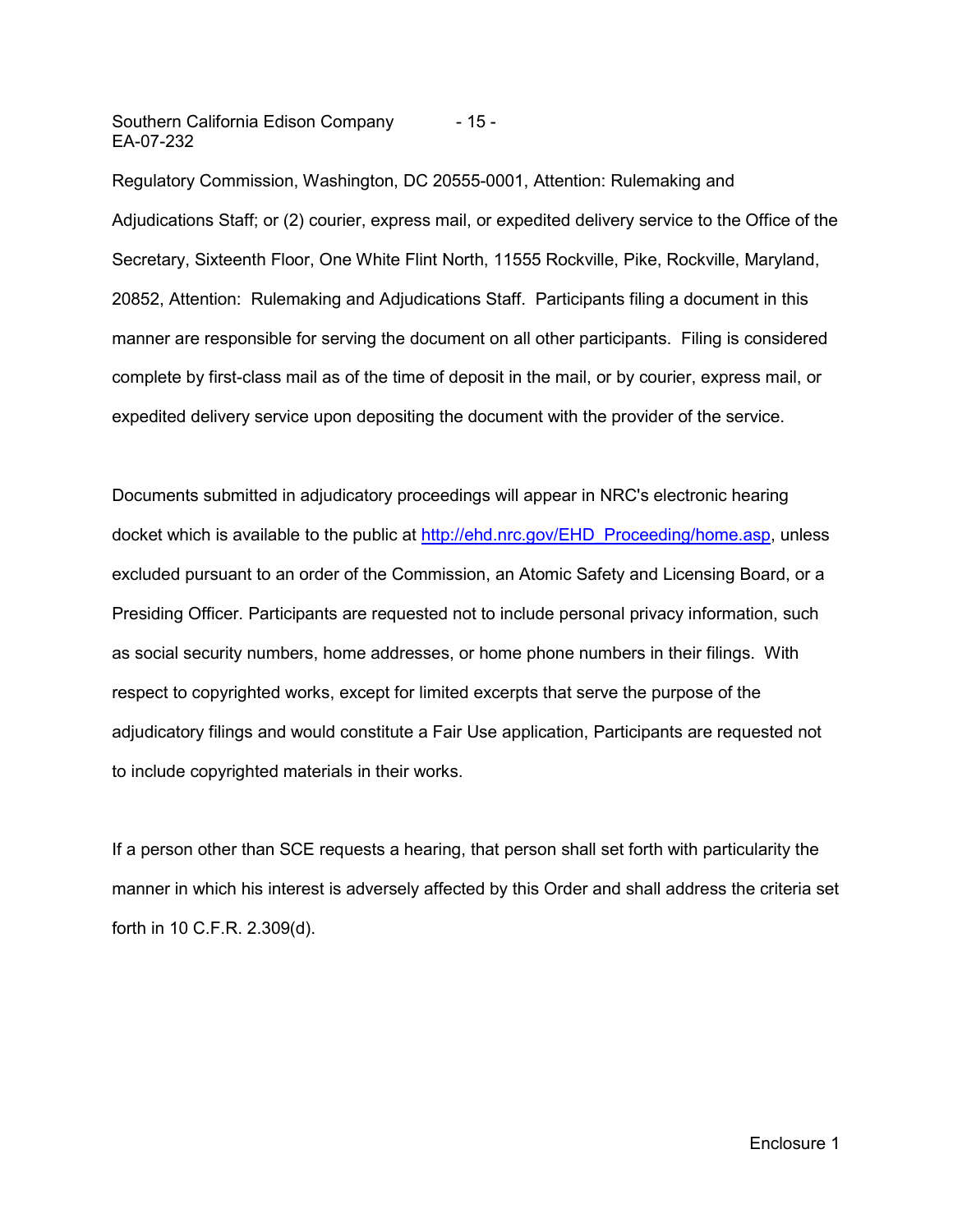Regulatory Commission, Washington, DC 20555-0001, Attention: Rulemaking and Adjudications Staff; or (2) courier, express mail, or expedited delivery service to the Office of the Secretary, Sixteenth Floor, One White Flint North, 11555 Rockville, Pike, Rockville, Maryland, 20852, Attention: Rulemaking and Adjudications Staff. Participants filing a document in this manner are responsible for serving the document on all other participants. Filing is considered complete by first-class mail as of the time of deposit in the mail, or by courier, express mail, or expedited delivery service upon depositing the document with the provider of the service.

Documents submitted in adjudicatory proceedings will appear in NRC's electronic hearing docket which is available to the public at http://ehd.nrc.gov/EHD_Proceeding/home.asp, unless excluded pursuant to an order of the Commission, an Atomic Safety and Licensing Board, or a Presiding Officer. Participants are requested not to include personal privacy information, such as social security numbers, home addresses, or home phone numbers in their filings. With respect to copyrighted works, except for limited excerpts that serve the purpose of the adjudicatory filings and would constitute a Fair Use application, Participants are requested not to include copyrighted materials in their works.

If a person other than SCE requests a hearing, that person shall set forth with particularity the manner in which his interest is adversely affected by this Order and shall address the criteria set forth in 10 C.F.R. 2.309(d).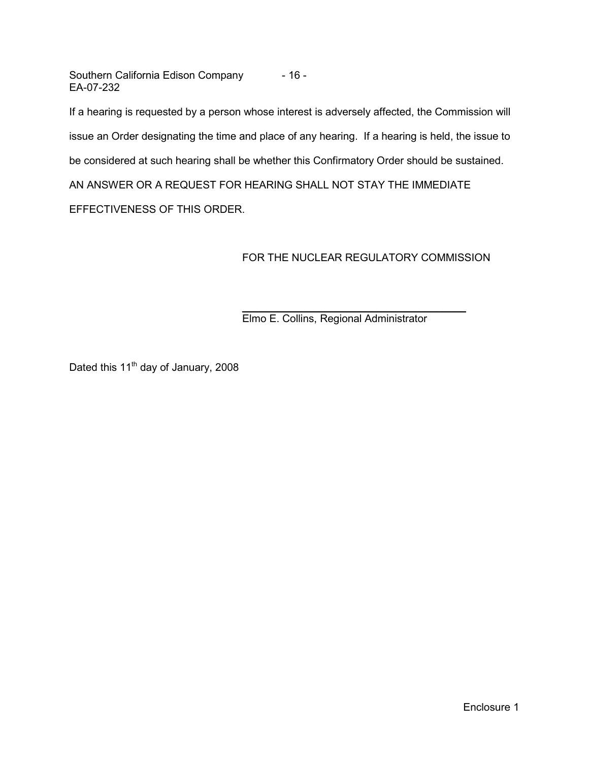If a hearing is requested by a person whose interest is adversely affected, the Commission will issue an Order designating the time and place of any hearing. If a hearing is held, the issue to be considered at such hearing shall be whether this Confirmatory Order should be sustained.

AN ANSWER OR A REQUEST FOR HEARING SHALL NOT STAY THE IMMEDIATE EFFECTIVENESS OF THIS ORDER.

FOR THE NUCLEAR REGULATORY COMMISSION

Elmo E. Collins, Regional Administrator

Dated this 11th day of January, 2008

Enclosure 1